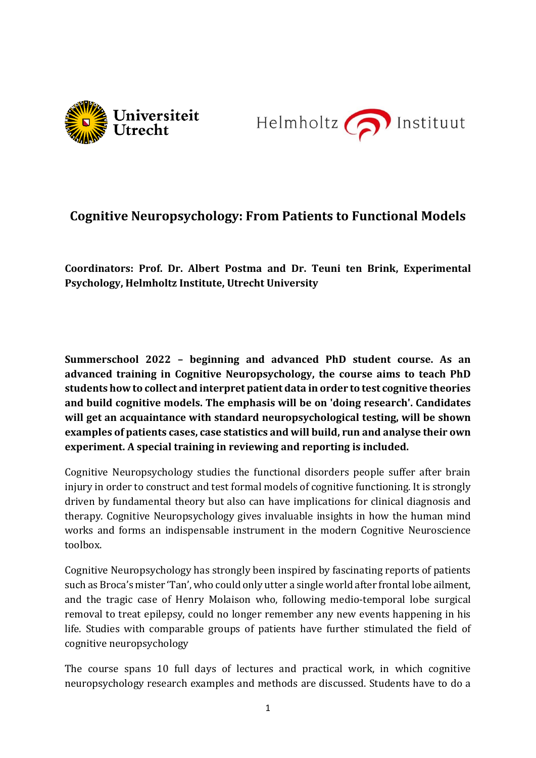# Cognitive Neuropsychology: From Patients to Functional Models

**Coordinators: Prof. Dr. Albert Postma and Dr. Teuni ten Brink, Experimental Psychology, Helmholtz Institute, Utrecht University**

**Summerschool 2022 – beginning and advanced PhD student course. As an advanced training in Cognitive Neuropsychology, the course aims to teach PhD students how to collect and interpret patient data in order to test cognitive theories and build cognitive models. The emphasis will be on 'doing research'. Candidates will get an acquaintance with standard neuropsychological testing, will be shown examples of patients cases, case statistics and will build, run and analyse their own experiment. A special training in reviewing and reporting is included.**

Cognitive Neuropsychology studies the functional disorders people suffer after brain injury in order to construct and test formal models of cognitive functioning. It is strongly driven by fundamental theory but also can have implications for clinical diagnosis and therapy. Cognitive Neuropsychology gives invaluable insights in how the human mind works and forms an indispensable instrument in the modern Cognitive Neuroscience toolbox.

Cognitive Neuropsychology has strongly been inspired by fascinating reports of patients such as Broca's mister 'Tan', who could only utter a single world after frontal lobe ailment, and the tragic case of Henry Molaison who, following medio-temporal lobe surgical removal to treat epilepsy, could no longer remember any new events happening in his life. Studies with comparable groups of patients have further stimulated the field of cognitive neuropsychology

The course spans 10 full days of lectures and practical work, in which cognitive neuropsychology research examples and methods are discussed. Students have to do a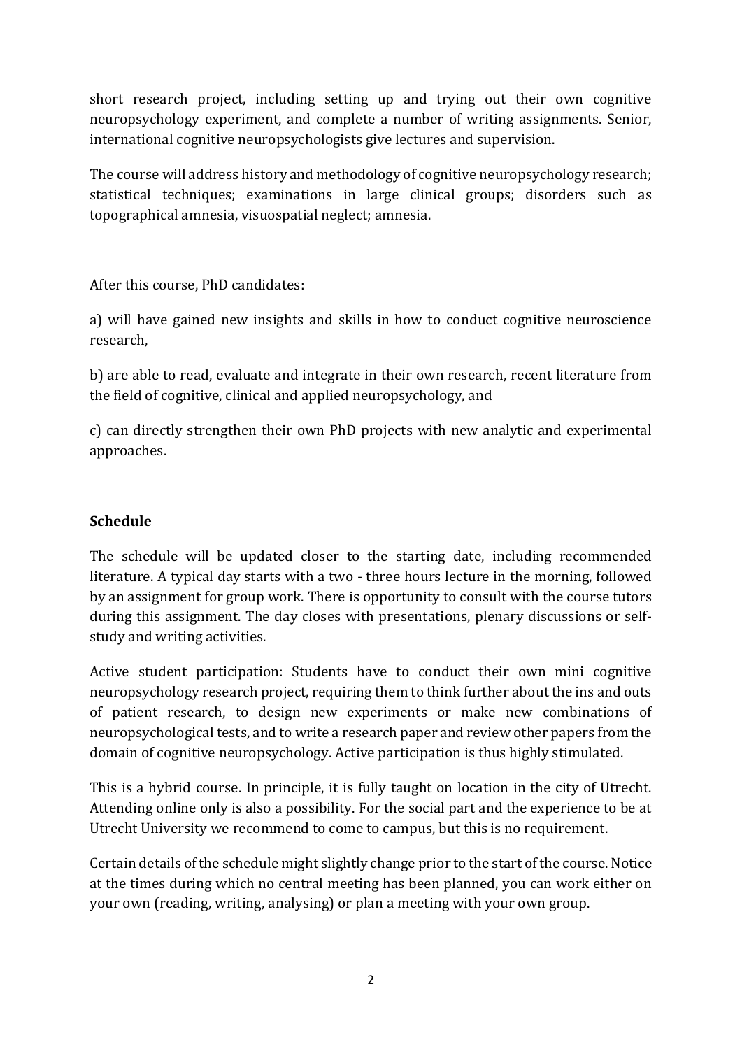short research project, including setting up and trying out their own cognitive neuropsychology experiment, and complete a number of writing assignments. Senior, international cognitive neuropsychologists give lectures and supervision.

The course will address history and methodology of cognitive neuropsychology research; statistical techniques; examinations in large clinical groups; disorders such as topographical amnesia, visuospatial neglect; amnesia.

After this course, PhD candidates:

a) will have gained new insights and skills in how to conduct cognitive neuroscience research,

b) are able to read, evaluate and integrate in their own research, recent literature from the field of cognitive, clinical and applied neuropsychology, and

c) can directly strengthen their own PhD projects with new analytic and experimental approaches.

## Schedule

The schedule will be updated closer to the starting date, including recommended literature. A typical day starts with a two - three hours lecture in the morning, followed by an assignment for group work. There is opportunity to consult with the course tutors during this assignment. The day closes with presentations, plenary discussions or self-study and writing activities.

Active student participation: Students have to conduct their own mini cognitive neuropsychology research project, requiring them to think further about the ins and outs of patient research, to design new experiments or make new combinations of neuropsychological tests, and to write a research paper and review other papers from the domain of cognitive neuropsychology. Active participation is thus highly stimulated.

This is a hybrid course. In principle, it is fully taught on location in the city of Utrecht. Attending online only is also a possibility. For the social part and the experience to be at Utrecht University we recommend to come to campus, but this is no requirement.

Certain details of the schedule might slightly change prior to the start of the course. Notice at the times during which no central meeting has been planned, you can work either on your own (reading, writing, analysing) or plan a meeting with your own group.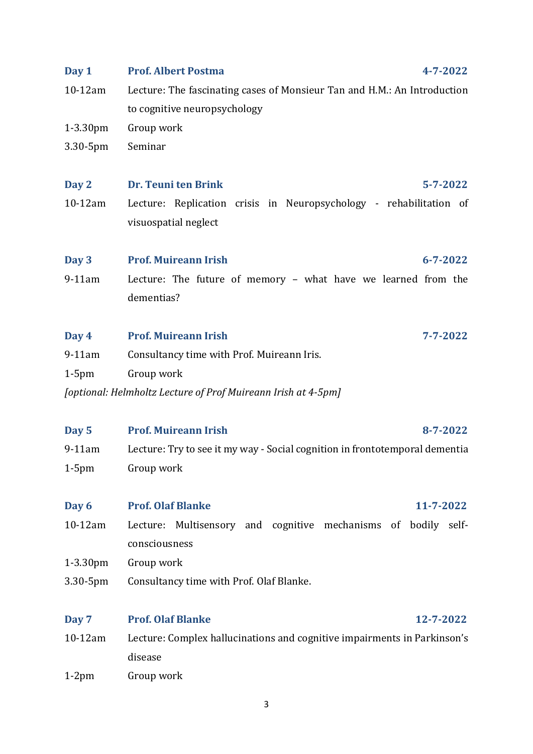**Day 1** **Prof. Albert Postma** **4-7-2022**

10-12am Lecture: The fascinating cases of Monsieur Tan and H.M.: An Introduction to cognitive neuropsychology

1-3.30pm Group work

3.30-5pm Seminar

**Day 2** **Dr. Teuni ten Brink** **5-7-2022**

10-12am Lecture: Replication crisis in Neuropsychology - rehabilitation of visuospatial neglect

**Day 3** **Prof. Muireann Irish** **6-7-2022**

9-11am Lecture: The future of memory – what have we learned from the dementias?

**Day 4** **Prof. Muireann Irish** **7-7-2022**

9-11am Consultancy time with Prof. Muireann Iris.

1-5pm Group work

*[optional: Helmholtz Lecture of Prof Muireann Irish at 4-5pm]*

**Day 5** **Prof. Muireann Irish** **8-7-2022**

9-11am Lecture: Try to see it my way - Social cognition in frontotemporal dementia

1-5pm Group work

**Day 6** **Prof. Olaf Blanke** **11-7-2022**

10-12am Lecture: Multisensory and cognitive mechanisms of bodily self-consciousness

1-3.30pm Group work

3.30-5pm Consultancy time with Prof. Olaf Blanke.

**Day 7** **Prof. Olaf Blanke** **12-7-2022**

10-12am Lecture: Complex hallucinations and cognitive impairments in Parkinson's disease

1-2pm Group work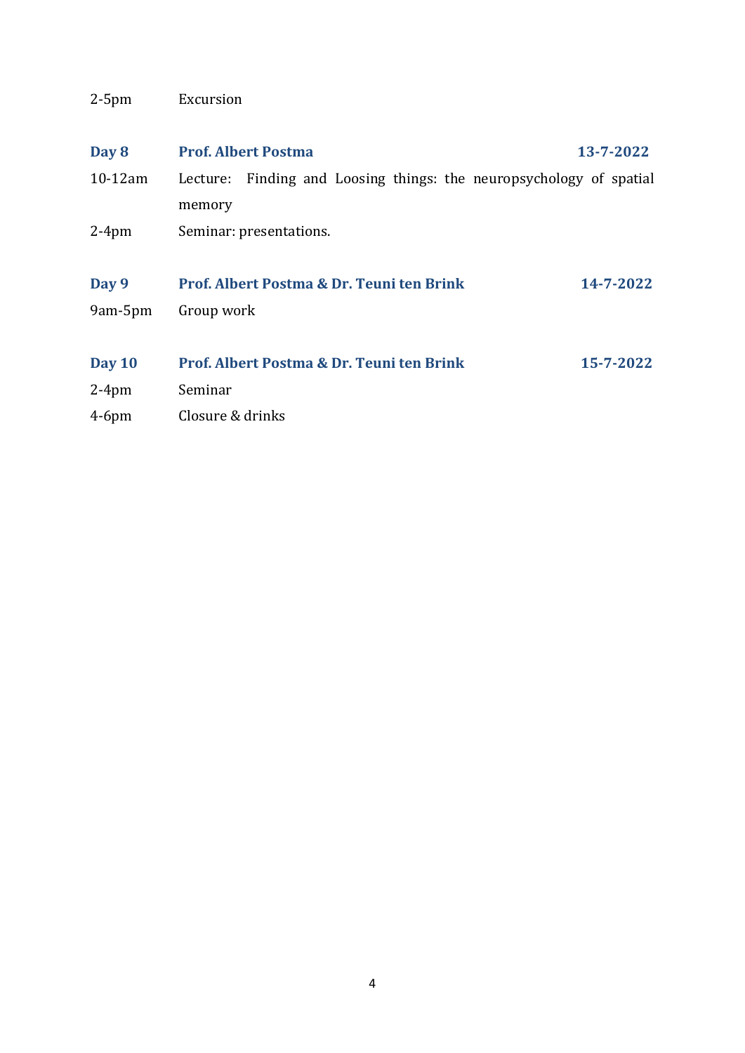2-5pm Excursion

**Day 8 Prof. Albert Postma 13-7-2022**

10-12am Lecture: Finding and Loosing things: the neuropsychology of spatial memory

2-4pm Seminar: presentations.

**Day 9 Prof. Albert Postma & Dr. Teuni ten Brink 14-7-2022**

9am-5pm Group work

**Day 10 Prof. Albert Postma & Dr. Teuni ten Brink 15-7-2022**

2-4pm Seminar

4-6pm Closure & drinks